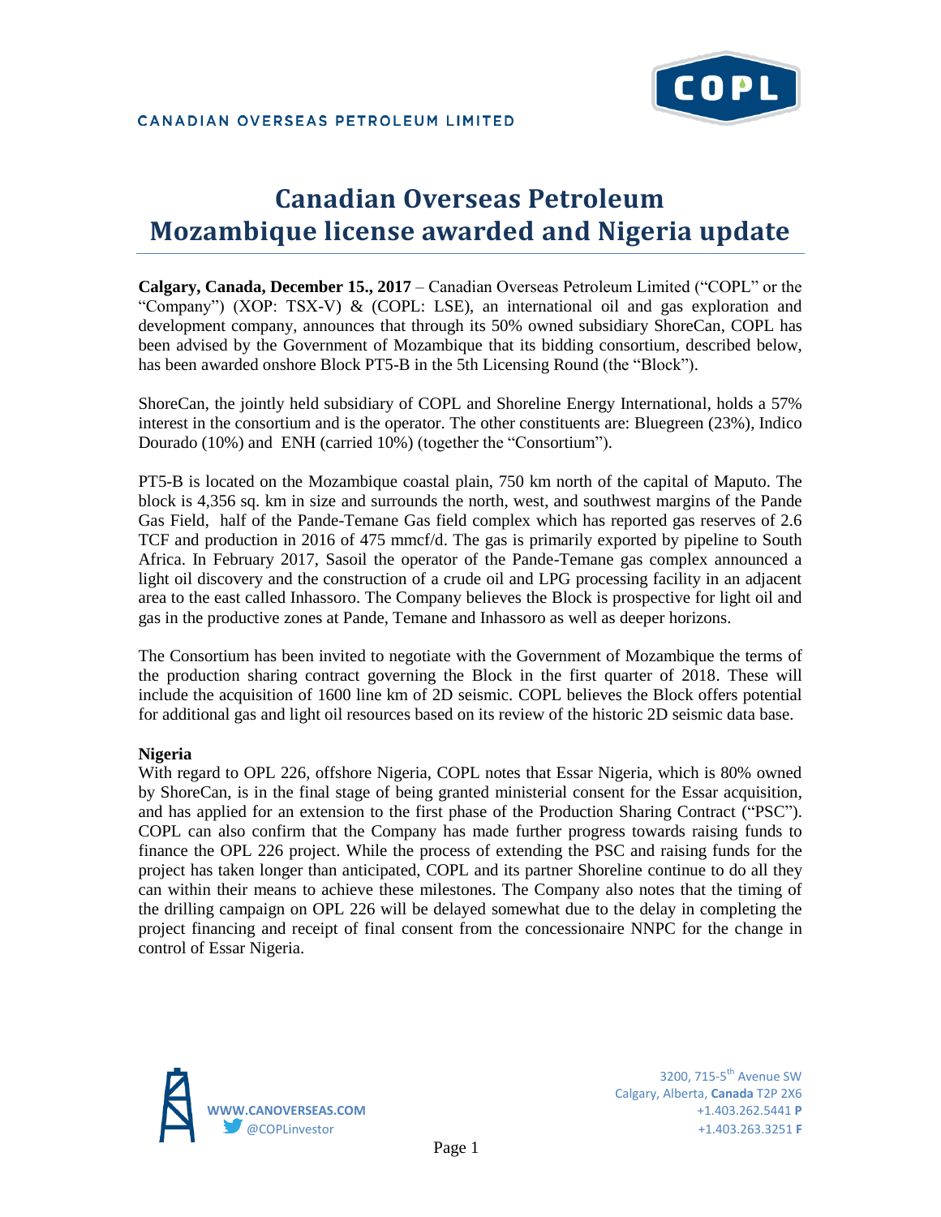CANADIAN OVERSEAS PETROLEUM LIMITED

# Canadian Overseas Petroleum Mozambique license awarded and Nigeria update

**Calgary, Canada, December 15., 2017** – Canadian Overseas Petroleum Limited ("COPL" or the "Company") (XOP: TSX-V) & (COPL: LSE), an international oil and gas exploration and development company, announces that through its 50% owned subsidiary ShoreCan, COPL has been advised by the Government of Mozambique that its bidding consortium, described below, has been awarded onshore Block PT5-B in the 5th Licensing Round (the "Block").

ShoreCan, the jointly held subsidiary of COPL and Shoreline Energy International, holds a 57% interest in the consortium and is the operator. The other constituents are: Bluegreen (23%), Indico Dourado (10%) and ENH (carried 10%) (together the "Consortium").

PT5-B is located on the Mozambique coastal plain, 750 km north of the capital of Maputo. The block is 4,356 sq. km in size and surrounds the north, west, and southwest margins of the Pande Gas Field, half of the Pande-Temane Gas field complex which has reported gas reserves of 2.6 TCF and production in 2016 of 475 mmcf/d. The gas is primarily exported by pipeline to South Africa. In February 2017, Sasoil the operator of the Pande-Temane gas complex announced a light oil discovery and the construction of a crude oil and LPG processing facility in an adjacent area to the east called Inhassoro. The Company believes the Block is prospective for light oil and gas in the productive zones at Pande, Temane and Inhassoro as well as deeper horizons.

The Consortium has been invited to negotiate with the Government of Mozambique the terms of the production sharing contract governing the Block in the first quarter of 2018. These will include the acquisition of 1600 line km of 2D seismic. COPL believes the Block offers potential for additional gas and light oil resources based on its review of the historic 2D seismic data base.

**Nigeria**

With regard to OPL 226, offshore Nigeria, COPL notes that Essar Nigeria, which is 80% owned by ShoreCan, is in the final stage of being granted ministerial consent for the Essar acquisition, and has applied for an extension to the first phase of the Production Sharing Contract ("PSC"). COPL can also confirm that the Company has made further progress towards raising funds to finance the OPL 226 project. While the process of extending the PSC and raising funds for the project has taken longer than anticipated, COPL and its partner Shoreline continue to do all they can within their means to achieve these milestones. The Company also notes that the timing of the drilling campaign on OPL 226 will be delayed somewhat due to the delay in completing the project financing and receipt of final consent from the concessionaire NNPC for the change in control of Essar Nigeria.

WWW.CANOVERSEAS.COM
@COPLinvestor

3200, 715-5th Avenue SW
Calgary, Alberta, **Canada** T2P 2X6
+1.403.262.5441 **P**
+1.403.263.3251 **F**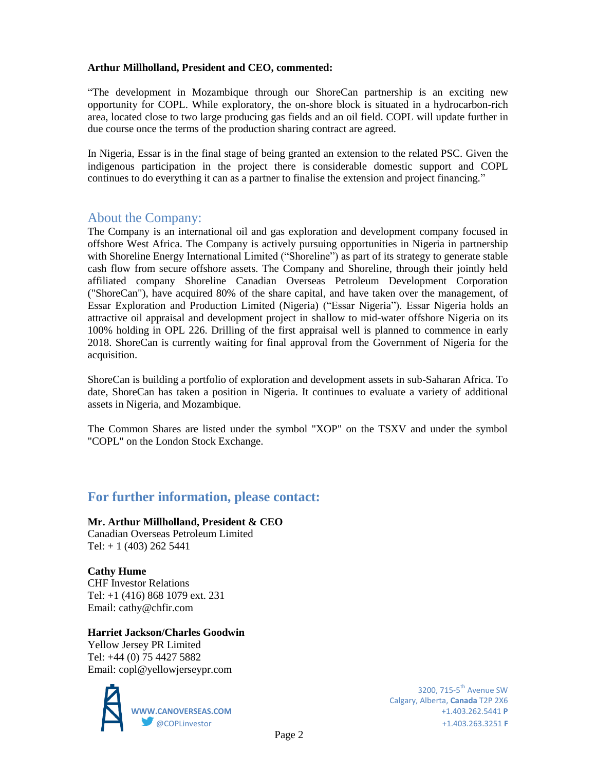**Arthur Millholland, President and CEO, commented:**

"The development in Mozambique through our ShoreCan partnership is an exciting new opportunity for COPL. While exploratory, the on-shore block is situated in a hydrocarbon-rich area, located close to two large producing gas fields and an oil field. COPL will update further in due course once the terms of the production sharing contract are agreed.

In Nigeria, Essar is in the final stage of being granted an extension to the related PSC. Given the indigenous participation in the project there is considerable domestic support and COPL continues to do everything it can as a partner to finalise the extension and project financing."

## About the Company:

The Company is an international oil and gas exploration and development company focused in offshore West Africa. The Company is actively pursuing opportunities in Nigeria in partnership with Shoreline Energy International Limited ("Shoreline") as part of its strategy to generate stable cash flow from secure offshore assets. The Company and Shoreline, through their jointly held affiliated company Shoreline Canadian Overseas Petroleum Development Corporation ("ShoreCan"), have acquired 80% of the share capital, and have taken over the management, of Essar Exploration and Production Limited (Nigeria) ("Essar Nigeria"). Essar Nigeria holds an attractive oil appraisal and development project in shallow to mid-water offshore Nigeria on its 100% holding in OPL 226. Drilling of the first appraisal well is planned to commence in early 2018. ShoreCan is currently waiting for final approval from the Government of Nigeria for the acquisition.

ShoreCan is building a portfolio of exploration and development assets in sub-Saharan Africa. To date, ShoreCan has taken a position in Nigeria. It continues to evaluate a variety of additional assets in Nigeria, and Mozambique.

The Common Shares are listed under the symbol "XOP" on the TSXV and under the symbol "COPL" on the London Stock Exchange.

## For further information, please contact:

**Mr. Arthur Millholland, President & CEO**
Canadian Overseas Petroleum Limited
Tel: + 1 (403) 262 5441

**Cathy Hume**
CHF Investor Relations
Tel: +1 (416) 868 1079 ext. 231
Email: cathy@chfir.com

**Harriet Jackson/Charles Goodwin**
Yellow Jersey PR Limited
Tel: +44 (0) 75 4427 5882
Email: copl@yellowjerseypr.com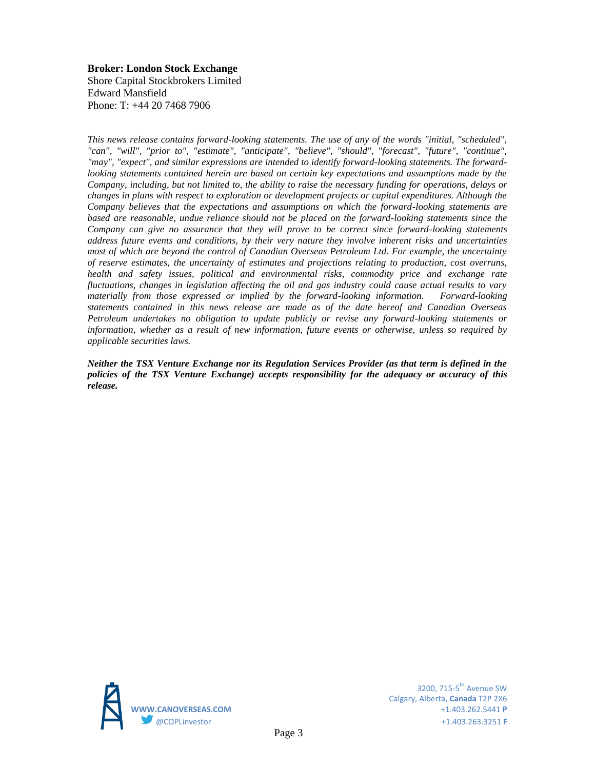**Broker: London Stock Exchange**
Shore Capital Stockbrokers Limited
Edward Mansfield
Phone: T: +44 20 7468 7906

*This news release contains forward-looking statements. The use of any of the words "initial, "scheduled", "can", "will", "prior to", "estimate", "anticipate", "believe", "should", "forecast", "future", "continue", "may", "expect", and similar expressions are intended to identify forward-looking statements. The forward-looking statements contained herein are based on certain key expectations and assumptions made by the Company, including, but not limited to, the ability to raise the necessary funding for operations, delays or changes in plans with respect to exploration or development projects or capital expenditures. Although the Company believes that the expectations and assumptions on which the forward-looking statements are based are reasonable, undue reliance should not be placed on the forward-looking statements since the Company can give no assurance that they will prove to be correct since forward-looking statements address future events and conditions, by their very nature they involve inherent risks and uncertainties most of which are beyond the control of Canadian Overseas Petroleum Ltd. For example, the uncertainty of reserve estimates, the uncertainty of estimates and projections relating to production, cost overruns, health and safety issues, political and environmental risks, commodity price and exchange rate fluctuations, changes in legislation affecting the oil and gas industry could cause actual results to vary materially from those expressed or implied by the forward-looking information. Forward-looking statements contained in this news release are made as of the date hereof and Canadian Overseas Petroleum undertakes no obligation to update publicly or revise any forward-looking statements or information, whether as a result of new information, future events or otherwise, unless so required by applicable securities laws.*

***Neither the TSX Venture Exchange nor its Regulation Services Provider (as that term is defined in the policies of the TSX Venture Exchange) accepts responsibility for the adequacy or accuracy of this release.***

WWW.CANOVERSEAS.COM
@COPLinvestor

3200, 715-5th Avenue SW
Calgary, Alberta, **Canada** T2P 2X6
+1.403.262.5441 **P**
+1.403.263.3251 **F**